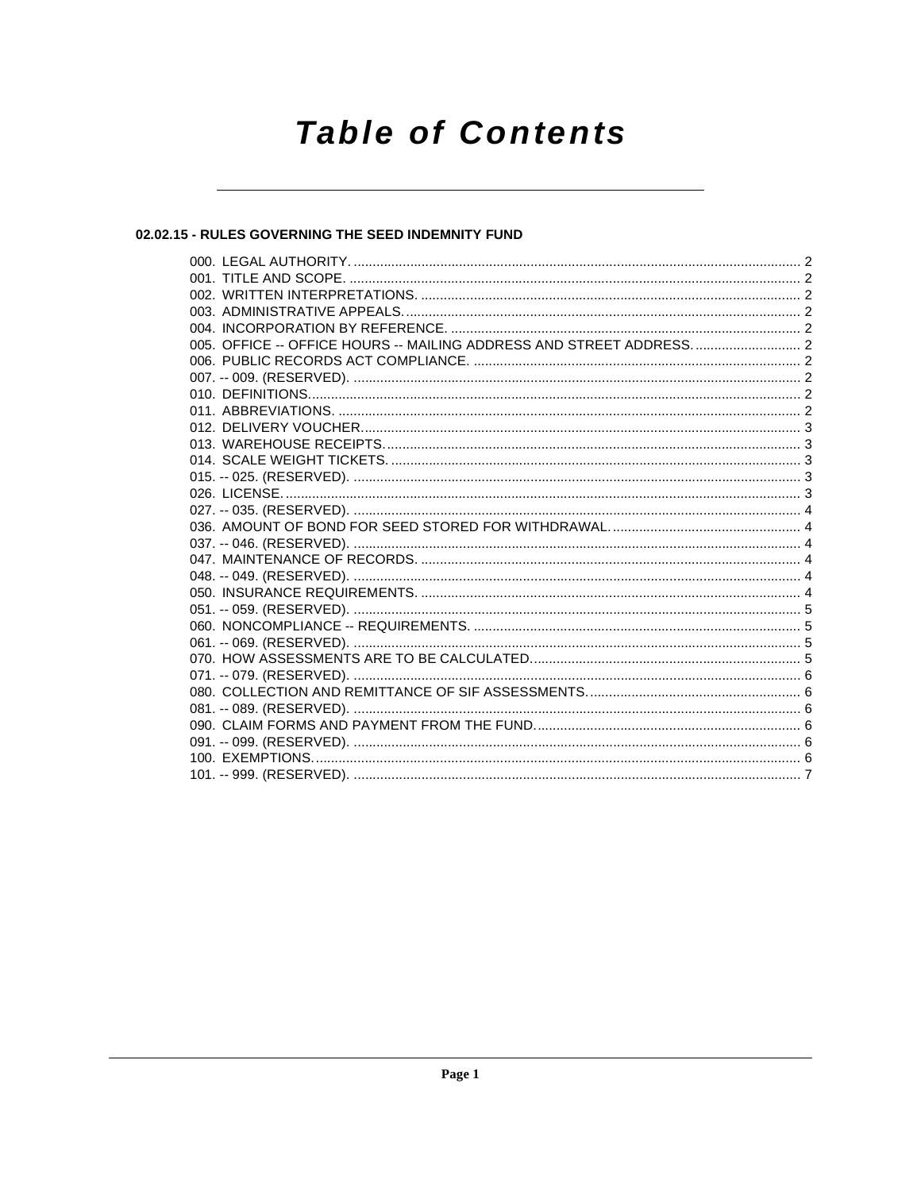# Table of Contents

## 02.02.15 - RULES GOVERNING THE SEED INDEMNITY FUND

000. LEGAL AUTHORITY. ........................................................................................................................ 2
001. TITLE AND SCOPE. ........................................................................................................................ 2
002. WRITTEN INTERPRETATIONS. ..................................................................................................... 2
003. ADMINISTRATIVE APPEALS. ......................................................................................................... 2
004. INCORPORATION BY REFERENCE. ............................................................................................. 2
005. OFFICE -- OFFICE HOURS -- MAILING ADDRESS AND STREET ADDRESS. ............................ 2
006. PUBLIC RECORDS ACT COMPLIANCE. ....................................................................................... 2
007. -- 009. (RESERVED). ...................................................................................................................... 2
010. DEFINITIONS. .................................................................................................................................. 2
011. ABBREVIATIONS. ........................................................................................................................... 2
012. DELIVERY VOUCHER. ..................................................................................................................... 3
013. WAREHOUSE RECEIPTS. .............................................................................................................. 3
014. SCALE WEIGHT TICKETS. ............................................................................................................. 3
015. -- 025. (RESERVED). ...................................................................................................................... 3
026. LICENSE. ......................................................................................................................................... 3
027. -- 035. (RESERVED). ...................................................................................................................... 4
036. AMOUNT OF BOND FOR SEED STORED FOR WITHDRAWAL. ................................................... 4
037. -- 046. (RESERVED). ...................................................................................................................... 4
047. MAINTENANCE OF RECORDS. ..................................................................................................... 4
048. -- 049. (RESERVED). ...................................................................................................................... 4
050. INSURANCE REQUIREMENTS. ..................................................................................................... 4
051. -- 059. (RESERVED). ...................................................................................................................... 5
060. NONCOMPLIANCE -- REQUIREMENTS. ....................................................................................... 5
061. -- 069. (RESERVED). ...................................................................................................................... 5
070. HOW ASSESSMENTS ARE TO BE CALCULATED. ........................................................................ 5
071. -- 079. (RESERVED). ...................................................................................................................... 6
080. COLLECTION AND REMITTANCE OF SIF ASSESSMENTS. ......................................................... 6
081. -- 089. (RESERVED). ...................................................................................................................... 6
090. CLAIM FORMS AND PAYMENT FROM THE FUND. ...................................................................... 6
091. -- 099. (RESERVED). ...................................................................................................................... 6
100. EXEMPTIONS. ................................................................................................................................. 6
101. -- 999. (RESERVED). ...................................................................................................................... 7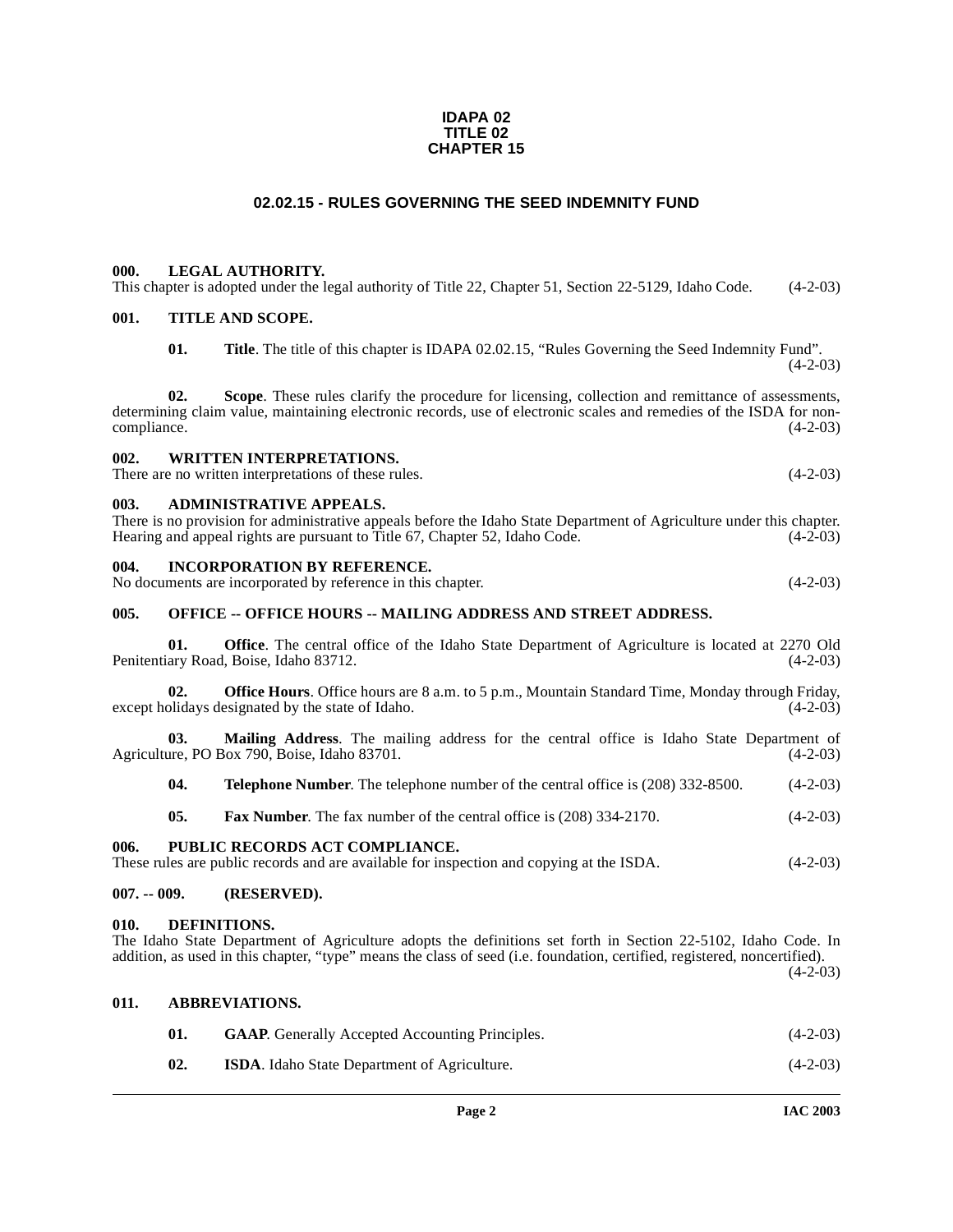**IDAPA 02**
**TITLE 02**
**CHAPTER 15**

# 02.02.15 - RULES GOVERNING THE SEED INDEMNITY FUND

### 000. LEGAL AUTHORITY.

This chapter is adopted under the legal authority of Title 22, Chapter 51, Section 22-5129, Idaho Code. (4-2-03)

### 001. TITLE AND SCOPE.

**01. Title**. The title of this chapter is IDAPA 02.02.15, "Rules Governing the Seed Indemnity Fund". (4-2-03)

**02. Scope**. These rules clarify the procedure for licensing, collection and remittance of assessments, determining claim value, maintaining electronic records, use of electronic scales and remedies of the ISDA for noncompliance. (4-2-03)

### 002. WRITTEN INTERPRETATIONS.

There are no written interpretations of these rules. (4-2-03)

### 003. ADMINISTRATIVE APPEALS.

There is no provision for administrative appeals before the Idaho State Department of Agriculture under this chapter. Hearing and appeal rights are pursuant to Title 67, Chapter 52, Idaho Code. (4-2-03)

### 004. INCORPORATION BY REFERENCE.

No documents are incorporated by reference in this chapter. (4-2-03)

### 005. OFFICE -- OFFICE HOURS -- MAILING ADDRESS AND STREET ADDRESS.

**01. Office**. The central office of the Idaho State Department of Agriculture is located at 2270 Old Penitentiary Road, Boise, Idaho 83712. (4-2-03)

**02. Office Hours**. Office hours are 8 a.m. to 5 p.m., Mountain Standard Time, Monday through Friday, except holidays designated by the state of Idaho. (4-2-03)

**03. Mailing Address**. The mailing address for the central office is Idaho State Department of Agriculture, PO Box 790, Boise, Idaho 83701. (4-2-03)

**04. Telephone Number**. The telephone number of the central office is (208) 332-8500. (4-2-03)

**05. Fax Number**. The fax number of the central office is (208) 334-2170. (4-2-03)

### 006. PUBLIC RECORDS ACT COMPLIANCE.

These rules are public records and are available for inspection and copying at the ISDA. (4-2-03)

### 007. -- 009. (RESERVED).

### 010. DEFINITIONS.

The Idaho State Department of Agriculture adopts the definitions set forth in Section 22-5102, Idaho Code. In addition, as used in this chapter, "type" means the class of seed (i.e. foundation, certified, registered, noncertified). (4-2-03)

### 011. ABBREVIATIONS.

**01. GAAP**. Generally Accepted Accounting Principles. (4-2-03)

**02. ISDA**. Idaho State Department of Agriculture. (4-2-03)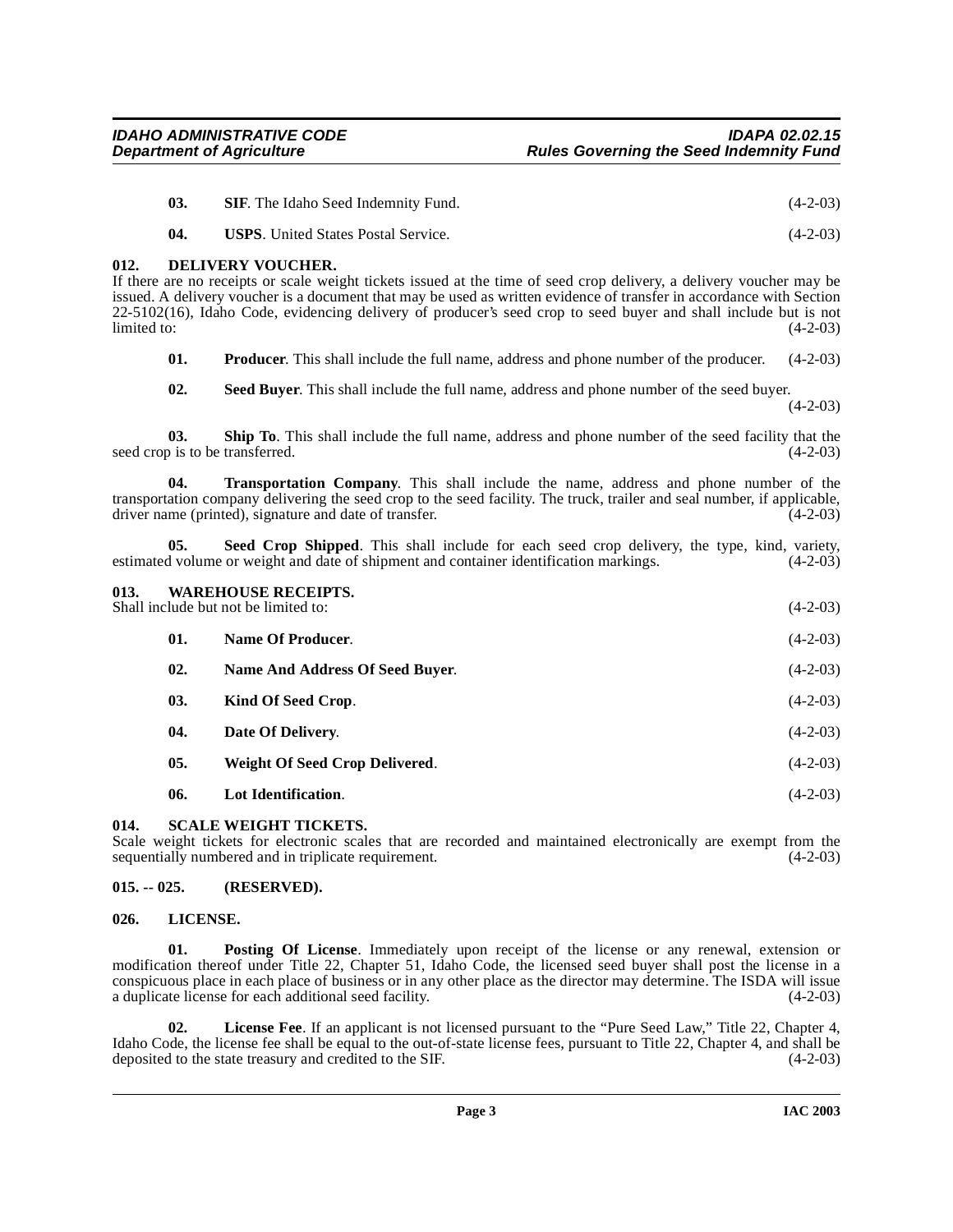**03.** **SIF**. The Idaho Seed Indemnity Fund. (4-2-03)

**04.** **USPS**. United States Postal Service. (4-2-03)

## 012. DELIVERY VOUCHER.

If there are no receipts or scale weight tickets issued at the time of seed crop delivery, a delivery voucher may be issued. A delivery voucher is a document that may be used as written evidence of transfer in accordance with Section 22-5102(16), Idaho Code, evidencing delivery of producer's seed crop to seed buyer and shall include but is not limited to: (4-2-03)

**01.** **Producer**. This shall include the full name, address and phone number of the producer. (4-2-03)

**02.** **Seed Buyer**. This shall include the full name, address and phone number of the seed buyer. (4-2-03)

**03.** **Ship To**. This shall include the full name, address and phone number of the seed facility that the seed crop is to be transferred. (4-2-03)

**04.** **Transportation Company**. This shall include the name, address and phone number of the transportation company delivering the seed crop to the seed facility. The truck, trailer and seal number, if applicable, driver name (printed), signature and date of transfer. (4-2-03)

**05.** **Seed Crop Shipped**. This shall include for each seed crop delivery, the type, kind, variety, estimated volume or weight and date of shipment and container identification markings. (4-2-03)

## 013. WAREHOUSE RECEIPTS.

Shall include but not be limited to: (4-2-03)

**01.** **Name Of Producer**. (4-2-03)

**02.** **Name And Address Of Seed Buyer**. (4-2-03)

**03.** **Kind Of Seed Crop**. (4-2-03)

**04.** **Date Of Delivery**. (4-2-03)

**05.** **Weight Of Seed Crop Delivered**. (4-2-03)

**06.** **Lot Identification**. (4-2-03)

## 014. SCALE WEIGHT TICKETS.

Scale weight tickets for electronic scales that are recorded and maintained electronically are exempt from the sequentially numbered and in triplicate requirement. (4-2-03)

## 015. -- 025. (RESERVED).

## 026. LICENSE.

**01.** **Posting Of License**. Immediately upon receipt of the license or any renewal, extension or modification thereof under Title 22, Chapter 51, Idaho Code, the licensed seed buyer shall post the license in a conspicuous place in each place of business or in any other place as the director may determine. The ISDA will issue a duplicate license for each additional seed facility. (4-2-03)

**02.** **License Fee**. If an applicant is not licensed pursuant to the "Pure Seed Law," Title 22, Chapter 4, Idaho Code, the license fee shall be equal to the out-of-state license fees, pursuant to Title 22, Chapter 4, and shall be deposited to the state treasury and credited to the SIF. (4-2-03)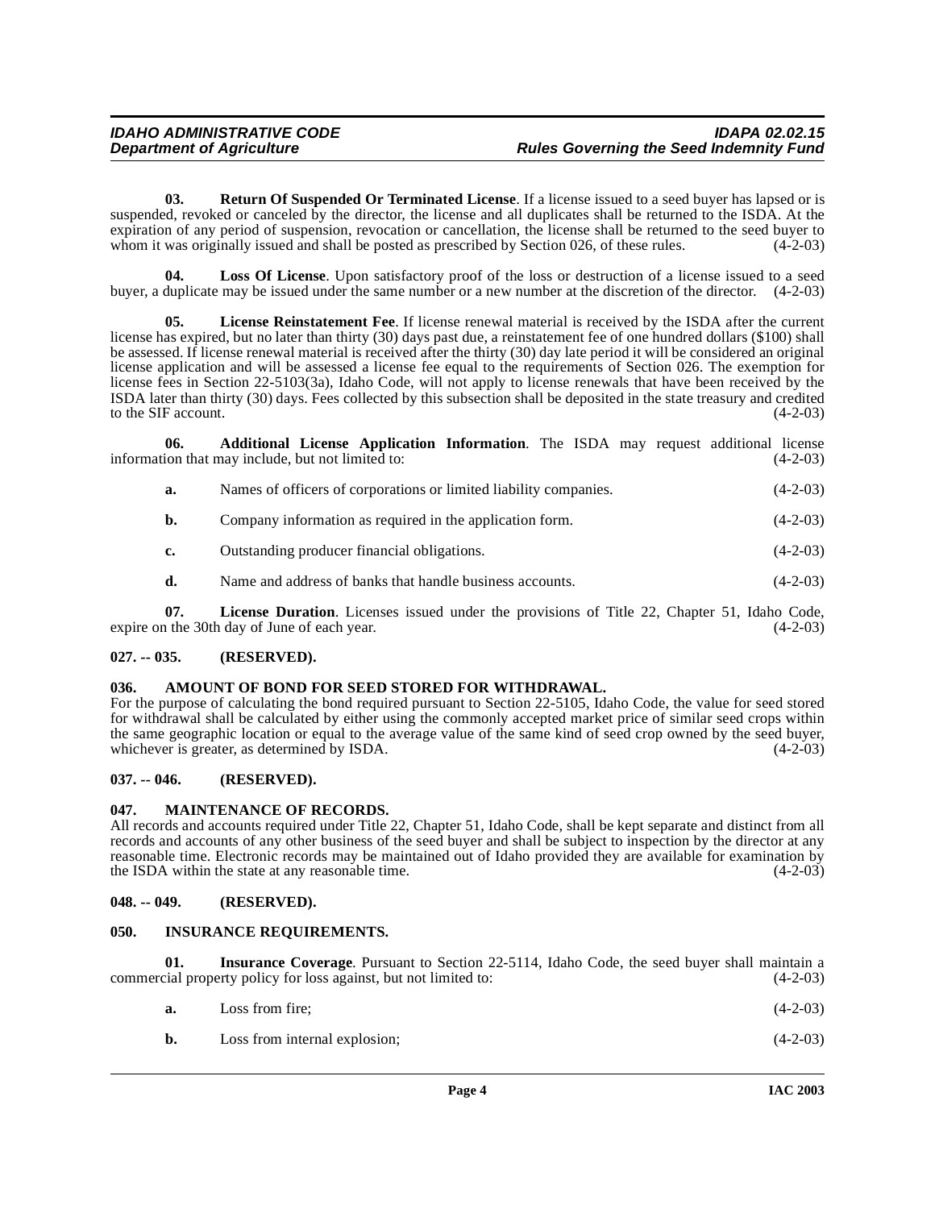**03. Return Of Suspended Or Terminated License**. If a license issued to a seed buyer has lapsed or is suspended, revoked or canceled by the director, the license and all duplicates shall be returned to the ISDA. At the expiration of any period of suspension, revocation or cancellation, the license shall be returned to the seed buyer to whom it was originally issued and shall be posted as prescribed by Section 026, of these rules. (4-2-03)

**04. Loss Of License**. Upon satisfactory proof of the loss or destruction of a license issued to a seed buyer, a duplicate may be issued under the same number or a new number at the discretion of the director. (4-2-03)

**05. License Reinstatement Fee**. If license renewal material is received by the ISDA after the current license has expired, but no later than thirty (30) days past due, a reinstatement fee of one hundred dollars ($100) shall be assessed. If license renewal material is received after the thirty (30) day late period it will be considered an original license application and will be assessed a license fee equal to the requirements of Section 026. The exemption for license fees in Section 22-5103(3a), Idaho Code, will not apply to license renewals that have been received by the ISDA later than thirty (30) days. Fees collected by this subsection shall be deposited in the state treasury and credited to the SIF account. (4-2-03)

**06. Additional License Application Information**. The ISDA may request additional license information that may include, but not limited to: (4-2-03)

**a.** Names of officers of corporations or limited liability companies. (4-2-03)

**b.** Company information as required in the application form. (4-2-03)

**c.** Outstanding producer financial obligations. (4-2-03)

**d.** Name and address of banks that handle business accounts. (4-2-03)

**07. License Duration**. Licenses issued under the provisions of Title 22, Chapter 51, Idaho Code, expire on the 30th day of June of each year. (4-2-03)

## 027. -- 035. (RESERVED).

## 036. AMOUNT OF BOND FOR SEED STORED FOR WITHDRAWAL.

For the purpose of calculating the bond required pursuant to Section 22-5105, Idaho Code, the value for seed stored for withdrawal shall be calculated by either using the commonly accepted market price of similar seed crops within the same geographic location or equal to the average value of the same kind of seed crop owned by the seed buyer, whichever is greater, as determined by ISDA. (4-2-03)

## 037. -- 046. (RESERVED).

## 047. MAINTENANCE OF RECORDS.

All records and accounts required under Title 22, Chapter 51, Idaho Code, shall be kept separate and distinct from all records and accounts of any other business of the seed buyer and shall be subject to inspection by the director at any reasonable time. Electronic records may be maintained out of Idaho provided they are available for examination by the ISDA within the state at any reasonable time. (4-2-03)

## 048. -- 049. (RESERVED).

## 050. INSURANCE REQUIREMENTS.

**01. Insurance Coverage**. Pursuant to Section 22-5114, Idaho Code, the seed buyer shall maintain a commercial property policy for loss against, but not limited to: (4-2-03)

**a.** Loss from fire; (4-2-03)

**b.** Loss from internal explosion; (4-2-03)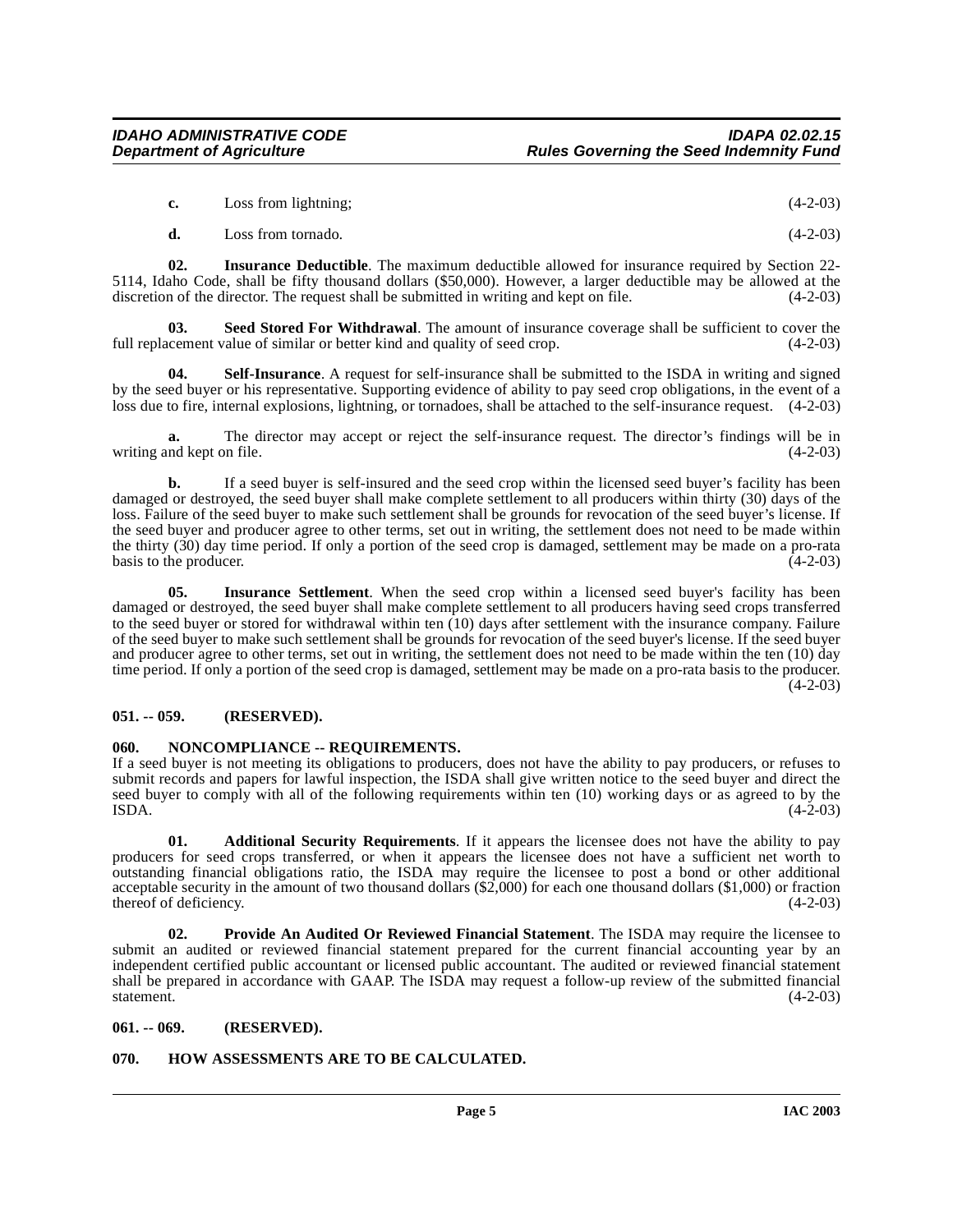**c.** Loss from lightning; (4-2-03)

**d.** Loss from tornado. (4-2-03)

**02. Insurance Deductible**. The maximum deductible allowed for insurance required by Section 22-5114, Idaho Code, shall be fifty thousand dollars ($50,000). However, a larger deductible may be allowed at the discretion of the director. The request shall be submitted in writing and kept on file. (4-2-03)

**03. Seed Stored For Withdrawal**. The amount of insurance coverage shall be sufficient to cover the full replacement value of similar or better kind and quality of seed crop. (4-2-03)

**04. Self-Insurance**. A request for self-insurance shall be submitted to the ISDA in writing and signed by the seed buyer or his representative. Supporting evidence of ability to pay seed crop obligations, in the event of a loss due to fire, internal explosions, lightning, or tornadoes, shall be attached to the self-insurance request. (4-2-03)

**a.** The director may accept or reject the self-insurance request. The director's findings will be in writing and kept on file. (4-2-03)

**b.** If a seed buyer is self-insured and the seed crop within the licensed seed buyer's facility has been damaged or destroyed, the seed buyer shall make complete settlement to all producers within thirty (30) days of the loss. Failure of the seed buyer to make such settlement shall be grounds for revocation of the seed buyer's license. If the seed buyer and producer agree to other terms, set out in writing, the settlement does not need to be made within the thirty (30) day time period. If only a portion of the seed crop is damaged, settlement may be made on a pro-rata basis to the producer. (4-2-03)

**05. Insurance Settlement**. When the seed crop within a licensed seed buyer's facility has been damaged or destroyed, the seed buyer shall make complete settlement to all producers having seed crops transferred to the seed buyer or stored for withdrawal within ten (10) days after settlement with the insurance company. Failure of the seed buyer to make such settlement shall be grounds for revocation of the seed buyer's license. If the seed buyer and producer agree to other terms, set out in writing, the settlement does not need to be made within the ten (10) day time period. If only a portion of the seed crop is damaged, settlement may be made on a pro-rata basis to the producer. (4-2-03)

### 051. -- 059. (RESERVED).

### 060. NONCOMPLIANCE -- REQUIREMENTS.

If a seed buyer is not meeting its obligations to producers, does not have the ability to pay producers, or refuses to submit records and papers for lawful inspection, the ISDA shall give written notice to the seed buyer and direct the seed buyer to comply with all of the following requirements within ten (10) working days or as agreed to by the ISDA. (4-2-03)

**01. Additional Security Requirements**. If it appears the licensee does not have the ability to pay producers for seed crops transferred, or when it appears the licensee does not have a sufficient net worth to outstanding financial obligations ratio, the ISDA may require the licensee to post a bond or other additional acceptable security in the amount of two thousand dollars ($2,000) for each one thousand dollars ($1,000) or fraction thereof of deficiency. (4-2-03)

**02. Provide An Audited Or Reviewed Financial Statement**. The ISDA may require the licensee to submit an audited or reviewed financial statement prepared for the current financial accounting year by an independent certified public accountant or licensed public accountant. The audited or reviewed financial statement shall be prepared in accordance with GAAP. The ISDA may request a follow-up review of the submitted financial statement. (4-2-03)

### 061. -- 069. (RESERVED).

### 070. HOW ASSESSMENTS ARE TO BE CALCULATED.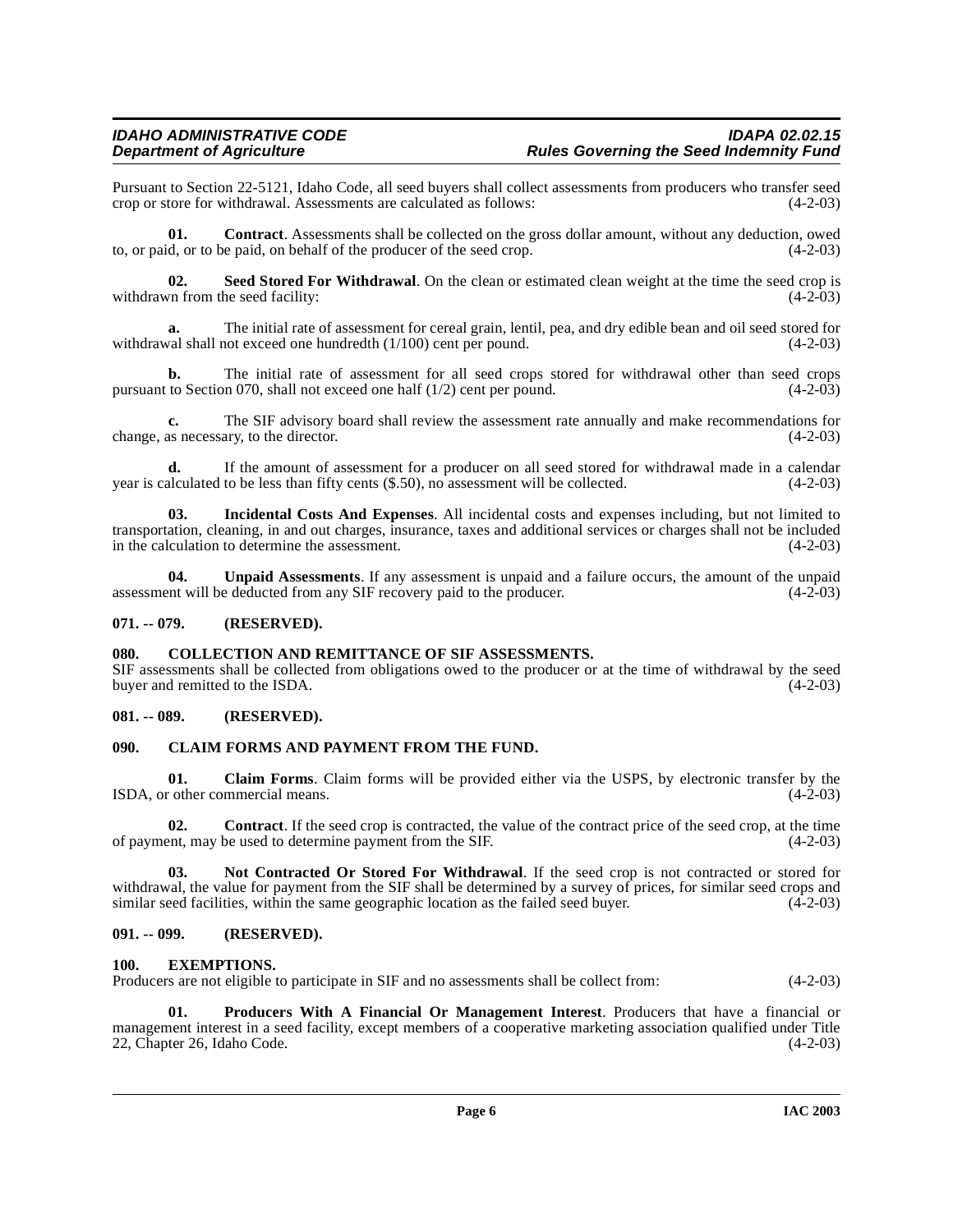Pursuant to Section 22-5121, Idaho Code, all seed buyers shall collect assessments from producers who transfer seed crop or store for withdrawal. Assessments are calculated as follows: (4-2-03)

**01. Contract**. Assessments shall be collected on the gross dollar amount, without any deduction, owed to, or paid, or to be paid, on behalf of the producer of the seed crop. (4-2-03)

**02. Seed Stored For Withdrawal**. On the clean or estimated clean weight at the time the seed crop is withdrawn from the seed facility: (4-2-03)

**a.** The initial rate of assessment for cereal grain, lentil, pea, and dry edible bean and oil seed stored for withdrawal shall not exceed one hundredth (1/100) cent per pound. (4-2-03)

**b.** The initial rate of assessment for all seed crops stored for withdrawal other than seed crops pursuant to Section 070, shall not exceed one half (1/2) cent per pound. (4-2-03)

**c.** The SIF advisory board shall review the assessment rate annually and make recommendations for change, as necessary, to the director. (4-2-03)

**d.** If the amount of assessment for a producer on all seed stored for withdrawal made in a calendar year is calculated to be less than fifty cents ($.50), no assessment will be collected. (4-2-03)

**03. Incidental Costs And Expenses**. All incidental costs and expenses including, but not limited to transportation, cleaning, in and out charges, insurance, taxes and additional services or charges shall not be included in the calculation to determine the assessment. (4-2-03)

**04. Unpaid Assessments**. If any assessment is unpaid and a failure occurs, the amount of the unpaid assessment will be deducted from any SIF recovery paid to the producer. (4-2-03)

### 071. -- 079. (RESERVED).

### 080. COLLECTION AND REMITTANCE OF SIF ASSESSMENTS.

SIF assessments shall be collected from obligations owed to the producer or at the time of withdrawal by the seed buyer and remitted to the ISDA. (4-2-03)

### 081. -- 089. (RESERVED).

### 090. CLAIM FORMS AND PAYMENT FROM THE FUND.

**01. Claim Forms**. Claim forms will be provided either via the USPS, by electronic transfer by the ISDA, or other commercial means. (4-2-03)

**02. Contract**. If the seed crop is contracted, the value of the contract price of the seed crop, at the time of payment, may be used to determine payment from the SIF. (4-2-03)

**03. Not Contracted Or Stored For Withdrawal**. If the seed crop is not contracted or stored for withdrawal, the value for payment from the SIF shall be determined by a survey of prices, for similar seed crops and similar seed facilities, within the same geographic location as the failed seed buyer. (4-2-03)

### 091. -- 099. (RESERVED).

### 100. EXEMPTIONS.

Producers are not eligible to participate in SIF and no assessments shall be collect from: (4-2-03)

**01. Producers With A Financial Or Management Interest**. Producers that have a financial or management interest in a seed facility, except members of a cooperative marketing association qualified under Title 22, Chapter 26, Idaho Code. (4-2-03)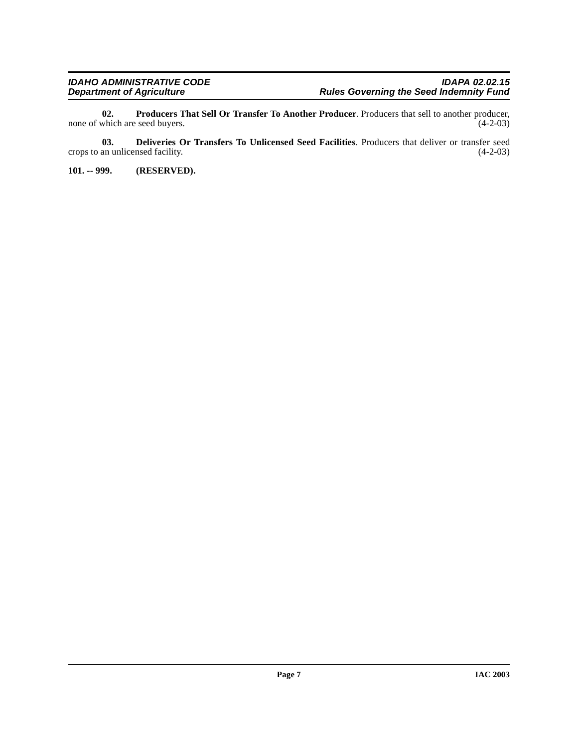**02. Producers That Sell Or Transfer To Another Producer**. Producers that sell to another producer, none of which are seed buyers. (4-2-03)

**03. Deliveries Or Transfers To Unlicensed Seed Facilities**. Producers that deliver or transfer seed crops to an unlicensed facility. (4-2-03)

**101. -- 999. (RESERVED).**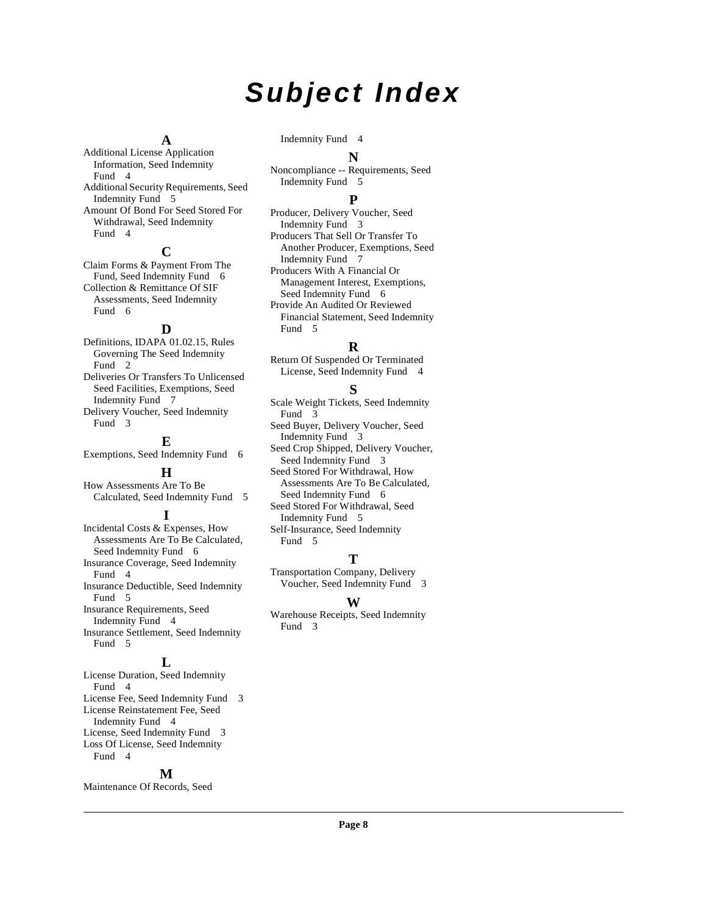# Subject Index

**A**

Additional License Application Information, Seed Indemnity Fund 4

Additional Security Requirements, Seed Indemnity Fund 5

Amount Of Bond For Seed Stored For Withdrawal, Seed Indemnity Fund 4

**C**

Claim Forms & Payment From The Fund, Seed Indemnity Fund 6

Collection & Remittance Of SIF Assessments, Seed Indemnity Fund 6

**D**

Definitions, IDAPA 01.02.15, Rules Governing The Seed Indemnity Fund 2

Deliveries Or Transfers To Unlicensed Seed Facilities, Exemptions, Seed Indemnity Fund 7

Delivery Voucher, Seed Indemnity Fund 3

**E**

Exemptions, Seed Indemnity Fund 6

**H**

How Assessments Are To Be Calculated, Seed Indemnity Fund 5

**I**

Incidental Costs & Expenses, How Assessments Are To Be Calculated, Seed Indemnity Fund 6

Insurance Coverage, Seed Indemnity Fund 4

Insurance Deductible, Seed Indemnity Fund 5

Insurance Requirements, Seed Indemnity Fund 4

Insurance Settlement, Seed Indemnity Fund 5

**L**

License Duration, Seed Indemnity Fund 4

License Fee, Seed Indemnity Fund 3

License Reinstatement Fee, Seed Indemnity Fund 4

License, Seed Indemnity Fund 3

Loss Of License, Seed Indemnity Fund 4

**M**

Maintenance Of Records, Seed Indemnity Fund 4

**N**

Noncompliance -- Requirements, Seed Indemnity Fund 5

**P**

Producer, Delivery Voucher, Seed Indemnity Fund 3

Producers That Sell Or Transfer To Another Producer, Exemptions, Seed Indemnity Fund 7

Producers With A Financial Or Management Interest, Exemptions, Seed Indemnity Fund 6

Provide An Audited Or Reviewed Financial Statement, Seed Indemnity Fund 5

**R**

Return Of Suspended Or Terminated License, Seed Indemnity Fund 4

**S**

Scale Weight Tickets, Seed Indemnity Fund 3

Seed Buyer, Delivery Voucher, Seed Indemnity Fund 3

Seed Crop Shipped, Delivery Voucher, Seed Indemnity Fund 3

Seed Stored For Withdrawal, How Assessments Are To Be Calculated, Seed Indemnity Fund 6

Seed Stored For Withdrawal, Seed Indemnity Fund 5

Self-Insurance, Seed Indemnity Fund 5

**T**

Transportation Company, Delivery Voucher, Seed Indemnity Fund 3

**W**

Warehouse Receipts, Seed Indemnity Fund 3